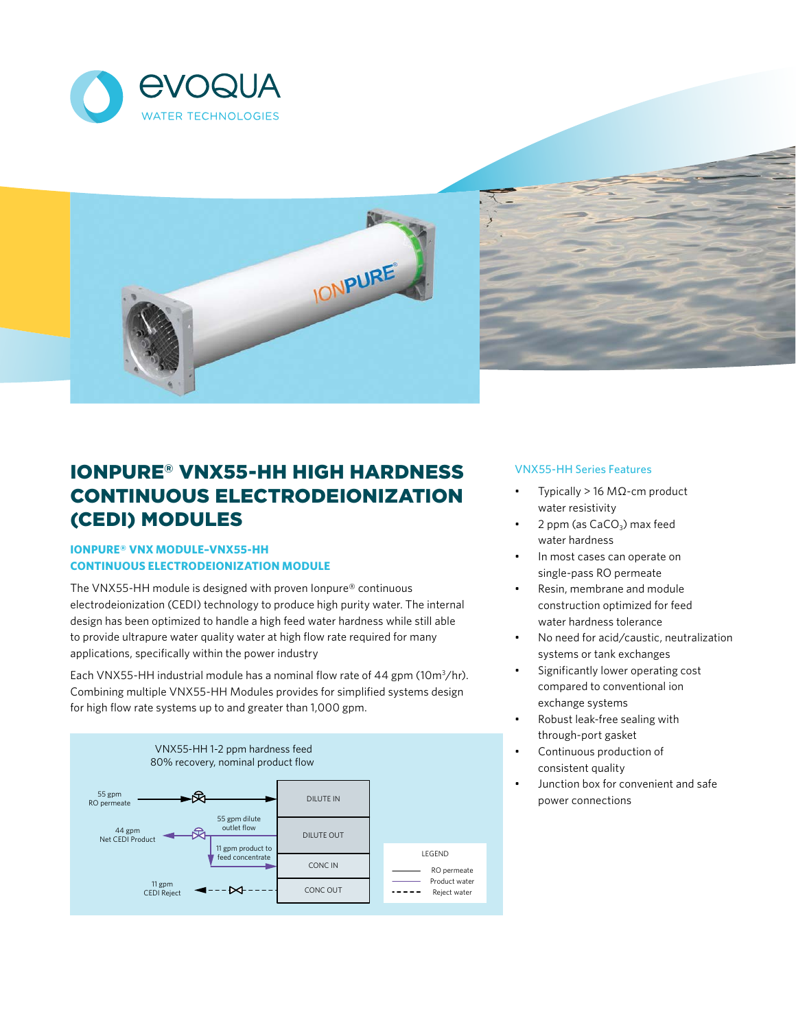# IONPURE® VNX55-HH HIGH HARDNESS CONTINUOUS ELECTRODEIONIZATION (CEDI) MODULES

## IONPURE® VNX MODULE-VNX55-HH CONTINUOUS ELECTRODEIONIZATION MODULE

The VNX55-HH module is designed with proven Ionpure® continuous electrodeionization (CEDI) technology to produce high purity water. The internal design has been optimized to handle a high feed water hardness while still able to provide ultrapure water quality water at high flow rate required for many applications, specifically within the power industry

Each VNX55-HH industrial module has a nominal flow rate of 44 gpm (10m$^3$/hr). Combining multiple VNX55-HH Modules provides for simplified systems design for high flow rate systems up to and greater than 1,000 gpm.

VNX55-HH 1-2 ppm hardness feed
80% recovery, nominal product flow

55 gpm RO permeate → DILUTE IN

55 gpm dilute outlet flow (DILUTE OUT)

44 gpm Net CEDI Product

11 gpm product to feed concentrate → CONC IN

11 gpm CEDI Reject ← CONC OUT

LEGEND: RO permeate; Product water; Reject water

### VNX55-HH Series Features

- Typically > 16 MΩ-cm product water resistivity
- 2 ppm (as $CaCO_3$) max feed water hardness
- In most cases can operate on single-pass RO permeate
- Resin, membrane and module construction optimized for feed water hardness tolerance
- No need for acid/caustic, neutralization systems or tank exchanges
- Significantly lower operating cost compared to conventional ion exchange systems
- Robust leak-free sealing with through-port gasket
- Continuous production of consistent quality
- Junction box for convenient and safe power connections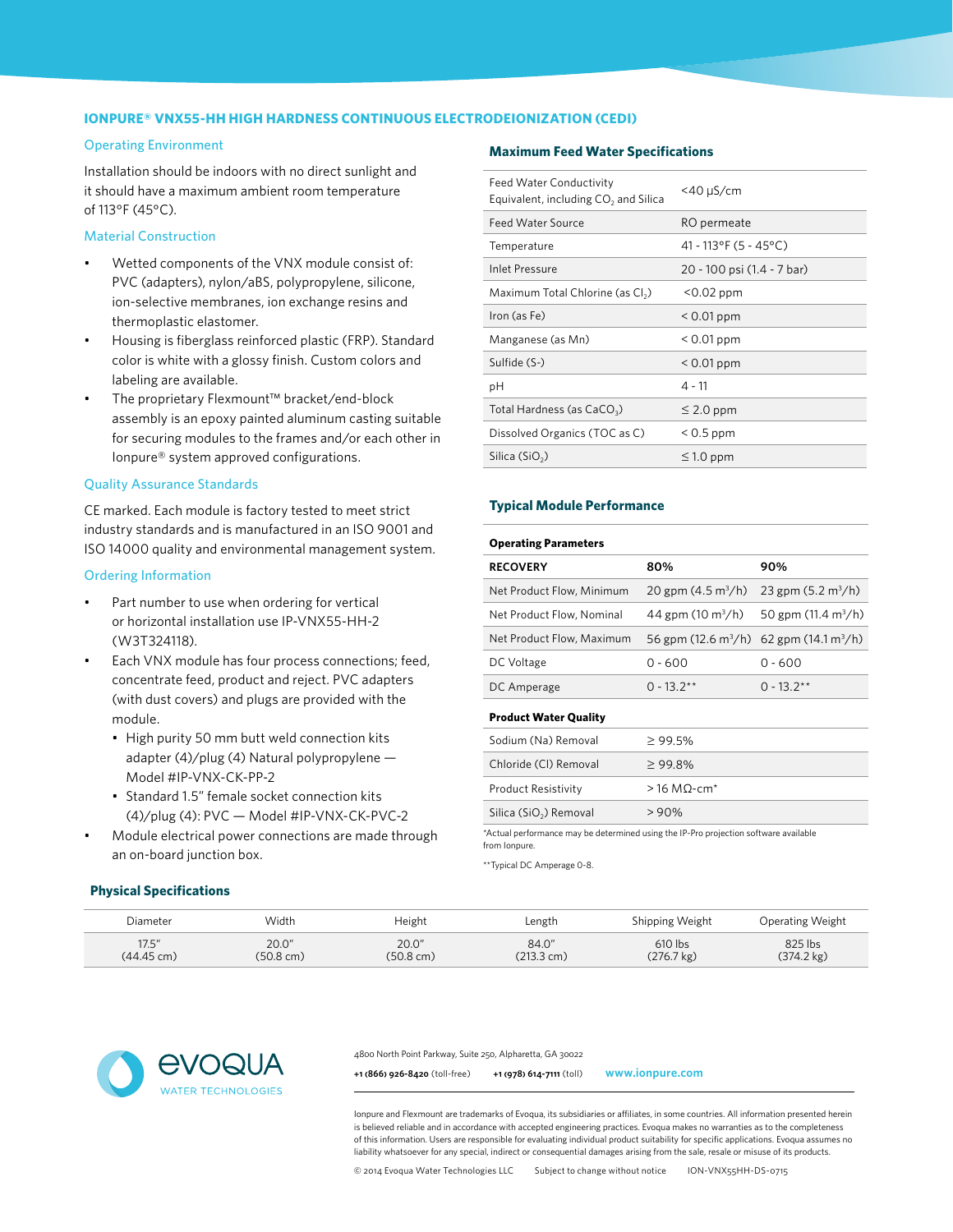# IONPURE® VNX55-HH HIGH HARDNESS CONTINUOUS ELECTRODEIONIZATION (CEDI)

## Operating Environment

Installation should be indoors with no direct sunlight and it should have a maximum ambient room temperature of 113°F (45°C).

## Material Construction

- Wetted components of the VNX module consist of: PVC (adapters), nylon/aBS, polypropylene, silicone, ion-selective membranes, ion exchange resins and thermoplastic elastomer.
- Housing is fiberglass reinforced plastic (FRP). Standard color is white with a glossy finish. Custom colors and labeling are available.
- The proprietary Flexmount™ bracket/end-block assembly is an epoxy painted aluminum casting suitable for securing modules to the frames and/or each other in Ionpure® system approved configurations.

## Quality Assurance Standards

CE marked. Each module is factory tested to meet strict industry standards and is manufactured in an ISO 9001 and ISO 14000 quality and environmental management system.

## Ordering Information

- Part number to use when ordering for vertical or horizontal installation use IP-VNX55-HH-2 (W3T324118).
- Each VNX module has four process connections; feed, concentrate feed, product and reject. PVC adapters (with dust covers) and plugs are provided with the module.
  - High purity 50 mm butt weld connection kits adapter (4)/plug (4) Natural polypropylene — Model #IP-VNX-CK-PP-2
  - Standard 1.5" female socket connection kits (4)/plug (4): PVC — Model #IP-VNX-CK-PVC-2
- Module electrical power connections are made through an on-board junction box.

## Maximum Feed Water Specifications

| | |
|---|---|
| Feed Water Conductivity Equivalent, including $CO_2$ and Silica | <40 µS/cm |
| Feed Water Source | RO permeate |
| Temperature | 41 - 113°F (5 - 45°C) |
| Inlet Pressure | 20 - 100 psi (1.4 - 7 bar) |
| Maximum Total Chlorine (as $Cl_2$) | <0.02 ppm |
| Iron (as Fe) | < 0.01 ppm |
| Manganese (as Mn) | < 0.01 ppm |
| Sulfide (S-) | < 0.01 ppm |
| pH | 4 - 11 |
| Total Hardness (as $CaCO_3$) | ≤ 2.0 ppm |
| Dissolved Organics (TOC as C) | < 0.5 ppm |
| Silica ($SiO_2$) | ≤ 1.0 ppm |

## Typical Module Performance

| Operating Parameters | | |
|---|---|---|
| **RECOVERY** | **80%** | **90%** |
| Net Product Flow, Minimum | 20 gpm (4.5 $m^3$/h) | 23 gpm (5.2 $m^3$/h) |
| Net Product Flow, Nominal | 44 gpm (10 $m^3$/h) | 50 gpm (11.4 $m^3$/h) |
| Net Product Flow, Maximum | 56 gpm (12.6 $m^3$/h) | 62 gpm (14.1 $m^3$/h) |
| DC Voltage | 0 - 600 | 0 - 600 |
| DC Amperage | 0 - 13.2** | 0 - 13.2** |
| **Product Water Quality** | | |
| Sodium (Na) Removal | ≥ 99.5% | |
| Chloride (Cl) Removal | ≥ 99.8% | |
| Product Resistivity | > 16 MΩ-cm* | |
| Silica ($SiO_2$) Removal | > 90% | |

*Actual performance may be determined using the IP-Pro projection software available from Ionpure.

**Typical DC Amperage 0-8.

## Physical Specifications

| Diameter | Width | Height | Length | Shipping Weight | Operating Weight |
|---|---|---|---|---|---|
| 17.5" (44.45 cm) | 20.0" (50.8 cm) | 20.0" (50.8 cm) | 84.0" (213.3 cm) | 610 lbs (276.7 kg) | 825 lbs (374.2 kg) |

evoqua WATER TECHNOLOGIES

4800 North Point Parkway, Suite 250, Alpharetta, GA 30022

+1 (866) 926-8420 (toll-free) +1 (978) 614-7111 (toll) www.ionpure.com

Ionpure and Flexmount are trademarks of Evoqua, its subsidiaries or affiliates, in some countries. All information presented herein is believed reliable and in accordance with accepted engineering practices. Evoqua makes no warranties as to the completeness of this information. Users are responsible for evaluating individual product suitability for specific applications. Evoqua assumes no liability whatsoever for any special, indirect or consequential damages arising from the sale, resale or misuse of its products.

© 2014 Evoqua Water Technologies LLC Subject to change without notice ION-VNX55HH-DS-0715